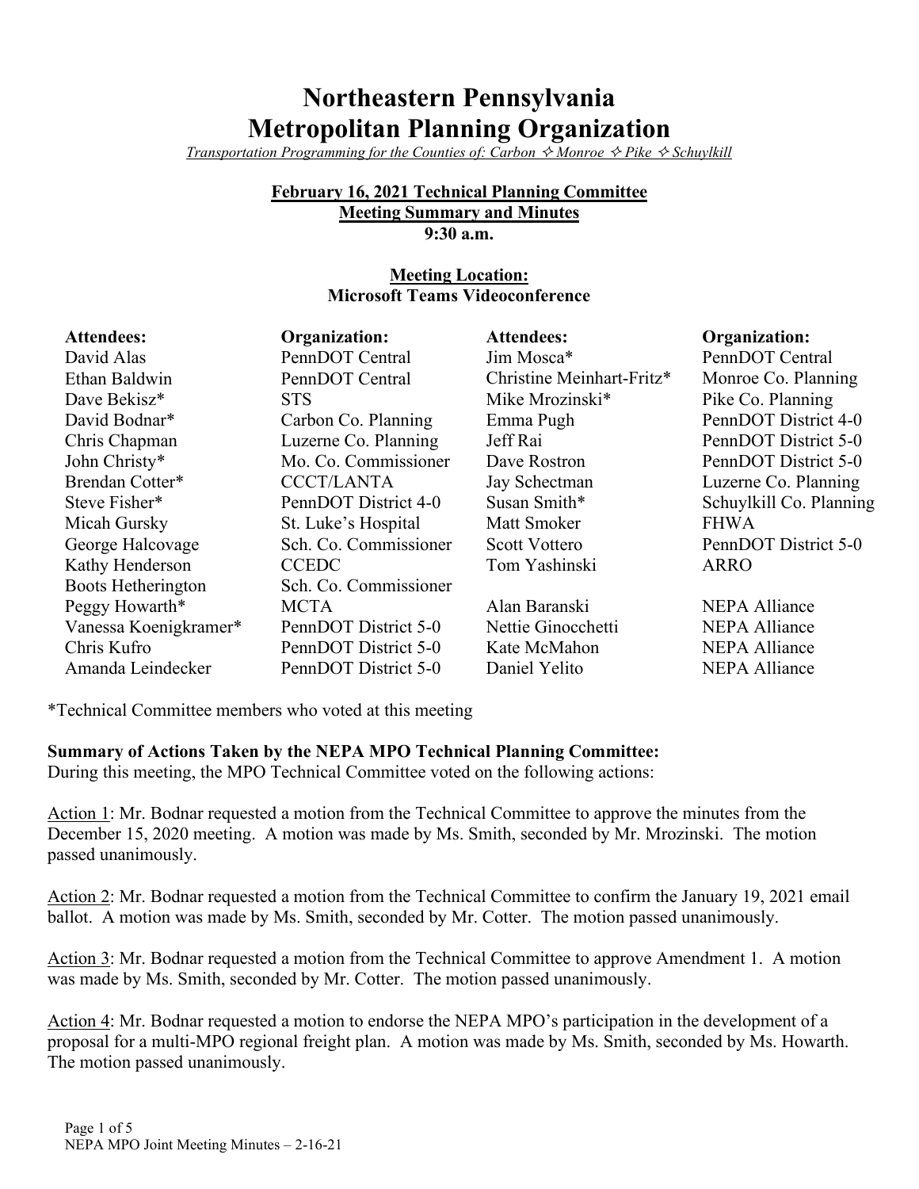# Northeastern Pennsylvania Metropolitan Planning Organization

*Transportation Programming for the Counties of: Carbon ✧ Monroe ✧ Pike ✧ Schuylkill*

**February 16, 2021 Technical Planning Committee**
**Meeting Summary and Minutes**
**9:30 a.m.**

**Meeting Location:**
**Microsoft Teams Videoconference**

| Attendees: | Organization: | Attendees: | Organization: |
|---|---|---|---|
| David Alas | PennDOT Central | Jim Mosca* | PennDOT Central |
| Ethan Baldwin | PennDOT Central | Christine Meinhart-Fritz* | Monroe Co. Planning |
| Dave Bekisz* | STS | Mike Mrozinski* | Pike Co. Planning |
| David Bodnar* | Carbon Co. Planning | Emma Pugh | PennDOT District 4-0 |
| Chris Chapman | Luzerne Co. Planning | Jeff Rai | PennDOT District 5-0 |
| John Christy* | Mo. Co. Commissioner | Dave Rostron | PennDOT District 5-0 |
| Brendan Cotter* | CCCT/LANTA | Jay Schectman | Luzerne Co. Planning |
| Steve Fisher* | PennDOT District 4-0 | Susan Smith* | Schuylkill Co. Planning |
| Micah Gursky | St. Luke's Hospital | Matt Smoker | FHWA |
| George Halcovage | Sch. Co. Commissioner | Scott Vottero | PennDOT District 5-0 |
| Kathy Henderson | CCEDC | Tom Yashinski | ARRO |
| Boots Hetherington | Sch. Co. Commissioner | | |
| Peggy Howarth* | MCTA | Alan Baranski | NEPA Alliance |
| Vanessa Koenigkramer* | PennDOT District 5-0 | Nettie Ginocchetti | NEPA Alliance |
| Chris Kufro | PennDOT District 5-0 | Kate McMahon | NEPA Alliance |
| Amanda Leindecker | PennDOT District 5-0 | Daniel Yelito | NEPA Alliance |

*Technical Committee members who voted at this meeting

**Summary of Actions Taken by the NEPA MPO Technical Planning Committee:**
During this meeting, the MPO Technical Committee voted on the following actions:

Action 1: Mr. Bodnar requested a motion from the Technical Committee to approve the minutes from the December 15, 2020 meeting. A motion was made by Ms. Smith, seconded by Mr. Mrozinski. The motion passed unanimously.

Action 2: Mr. Bodnar requested a motion from the Technical Committee to confirm the January 19, 2021 email ballot. A motion was made by Ms. Smith, seconded by Mr. Cotter. The motion passed unanimously.

Action 3: Mr. Bodnar requested a motion from the Technical Committee to approve Amendment 1. A motion was made by Ms. Smith, seconded by Mr. Cotter. The motion passed unanimously.

Action 4: Mr. Bodnar requested a motion to endorse the NEPA MPO's participation in the development of a proposal for a multi-MPO regional freight plan. A motion was made by Ms. Smith, seconded by Ms. Howarth. The motion passed unanimously.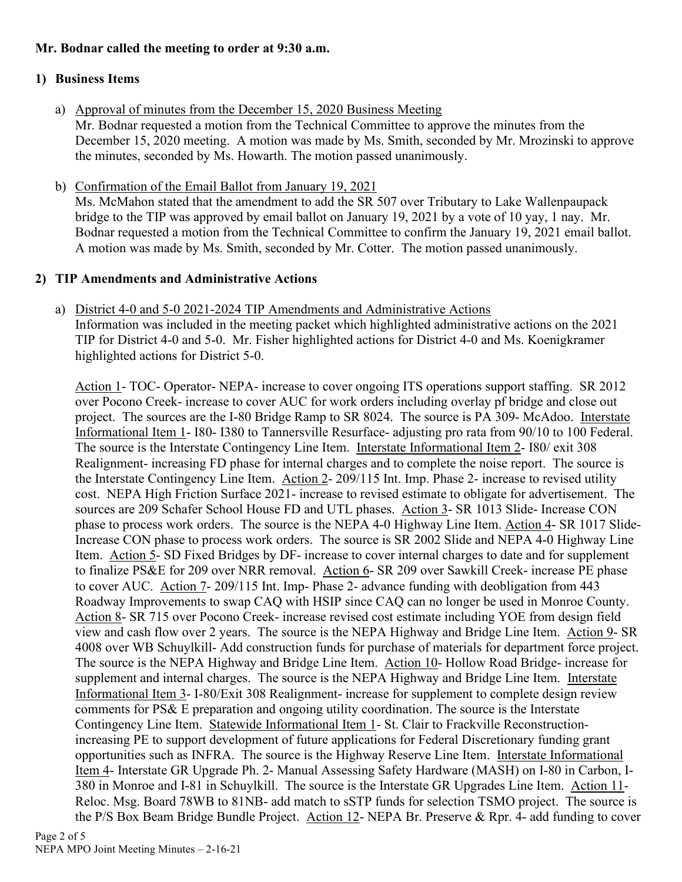**Mr. Bodnar called the meeting to order at 9:30 a.m.**

## 1) Business Items

a) Approval of minutes from the December 15, 2020 Business Meeting
Mr. Bodnar requested a motion from the Technical Committee to approve the minutes from the December 15, 2020 meeting. A motion was made by Ms. Smith, seconded by Mr. Mrozinski to approve the minutes, seconded by Ms. Howarth. The motion passed unanimously.

b) Confirmation of the Email Ballot from January 19, 2021
Ms. McMahon stated that the amendment to add the SR 507 over Tributary to Lake Wallenpaupack bridge to the TIP was approved by email ballot on January 19, 2021 by a vote of 10 yay, 1 nay. Mr. Bodnar requested a motion from the Technical Committee to confirm the January 19, 2021 email ballot. A motion was made by Ms. Smith, seconded by Mr. Cotter. The motion passed unanimously.

## 2) TIP Amendments and Administrative Actions

a) District 4-0 and 5-0 2021-2024 TIP Amendments and Administrative Actions
Information was included in the meeting packet which highlighted administrative actions on the 2021 TIP for District 4-0 and 5-0. Mr. Fisher highlighted actions for District 4-0 and Ms. Koenigkramer highlighted actions for District 5-0.

Action 1- TOC- Operator- NEPA- increase to cover ongoing ITS operations support staffing. SR 2012 over Pocono Creek- increase to cover AUC for work orders including overlay pf bridge and close out project. The sources are the I-80 Bridge Ramp to SR 8024. The source is PA 309- McAdoo. Interstate Informational Item 1- I80- I380 to Tannersville Resurface- adjusting pro rata from 90/10 to 100 Federal. The source is the Interstate Contingency Line Item. Interstate Informational Item 2- I80/ exit 308 Realignment- increasing FD phase for internal charges and to complete the noise report. The source is the Interstate Contingency Line Item. Action 2- 209/115 Int. Imp. Phase 2- increase to revised utility cost. NEPA High Friction Surface 2021- increase to revised estimate to obligate for advertisement. The sources are 209 Schafer School House FD and UTL phases. Action 3- SR 1013 Slide- Increase CON phase to process work orders. The source is the NEPA 4-0 Highway Line Item. Action 4- SR 1017 Slide- Increase CON phase to process work orders. The source is SR 2002 Slide and NEPA 4-0 Highway Line Item. Action 5- SD Fixed Bridges by DF- increase to cover internal charges to date and for supplement to finalize PS&E for 209 over NRR removal. Action 6- SR 209 over Sawkill Creek- increase PE phase to cover AUC. Action 7- 209/115 Int. Imp- Phase 2- advance funding with deobligation from 443 Roadway Improvements to swap CAQ with HSIP since CAQ can no longer be used in Monroe County. Action 8- SR 715 over Pocono Creek- increase revised cost estimate including YOE from design field view and cash flow over 2 years. The source is the NEPA Highway and Bridge Line Item. Action 9- SR 4008 over WB Schuylkill- Add construction funds for purchase of materials for department force project. The source is the NEPA Highway and Bridge Line Item. Action 10- Hollow Road Bridge- increase for supplement and internal charges. The source is the NEPA Highway and Bridge Line Item. Interstate Informational Item 3- I-80/Exit 308 Realignment- increase for supplement to complete design review comments for PS& E preparation and ongoing utility coordination. The source is the Interstate Contingency Line Item. Statewide Informational Item 1- St. Clair to Frackville Reconstruction- increasing PE to support development of future applications for Federal Discretionary funding grant opportunities such as INFRA. The source is the Highway Reserve Line Item. Interstate Informational Item 4- Interstate GR Upgrade Ph. 2- Manual Assessing Safety Hardware (MASH) on I-80 in Carbon, I-380 in Monroe and I-81 in Schuylkill. The source is the Interstate GR Upgrades Line Item. Action 11- Reloc. Msg. Board 78WB to 81NB- add match to sSTP funds for selection TSMO project. The source is the P/S Box Beam Bridge Bundle Project. Action 12- NEPA Br. Preserve & Rpr. 4- add funding to cover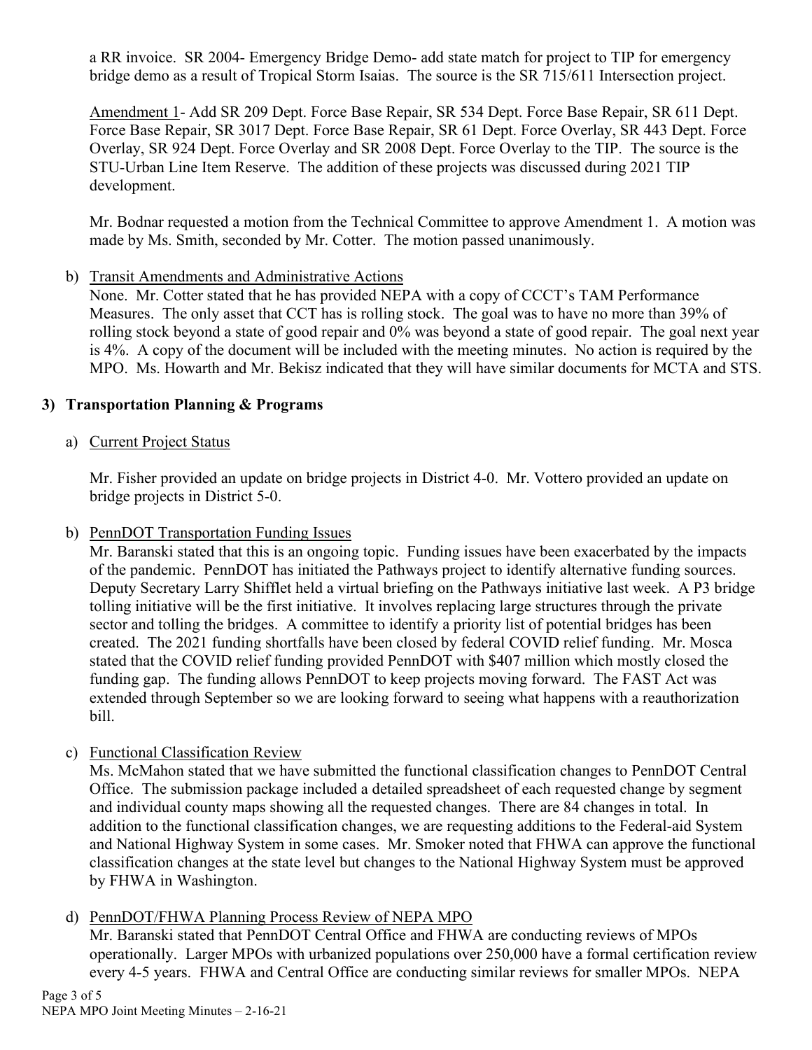a RR invoice. SR 2004- Emergency Bridge Demo- add state match for project to TIP for emergency bridge demo as a result of Tropical Storm Isaias. The source is the SR 715/611 Intersection project.

Amendment 1- Add SR 209 Dept. Force Base Repair, SR 534 Dept. Force Base Repair, SR 611 Dept. Force Base Repair, SR 3017 Dept. Force Base Repair, SR 61 Dept. Force Overlay, SR 443 Dept. Force Overlay, SR 924 Dept. Force Overlay and SR 2008 Dept. Force Overlay to the TIP. The source is the STU-Urban Line Item Reserve. The addition of these projects was discussed during 2021 TIP development.

Mr. Bodnar requested a motion from the Technical Committee to approve Amendment 1. A motion was made by Ms. Smith, seconded by Mr. Cotter. The motion passed unanimously.

b) Transit Amendments and Administrative Actions

None. Mr. Cotter stated that he has provided NEPA with a copy of CCCT's TAM Performance Measures. The only asset that CCT has is rolling stock. The goal was to have no more than 39% of rolling stock beyond a state of good repair and 0% was beyond a state of good repair. The goal next year is 4%. A copy of the document will be included with the meeting minutes. No action is required by the MPO. Ms. Howarth and Mr. Bekisz indicated that they will have similar documents for MCTA and STS.

## 3) Transportation Planning & Programs

a) Current Project Status

Mr. Fisher provided an update on bridge projects in District 4-0. Mr. Vottero provided an update on bridge projects in District 5-0.

b) PennDOT Transportation Funding Issues

Mr. Baranski stated that this is an ongoing topic. Funding issues have been exacerbated by the impacts of the pandemic. PennDOT has initiated the Pathways project to identify alternative funding sources. Deputy Secretary Larry Shifflet held a virtual briefing on the Pathways initiative last week. A P3 bridge tolling initiative will be the first initiative. It involves replacing large structures through the private sector and tolling the bridges. A committee to identify a priority list of potential bridges has been created. The 2021 funding shortfalls have been closed by federal COVID relief funding. Mr. Mosca stated that the COVID relief funding provided PennDOT with $407 million which mostly closed the funding gap. The funding allows PennDOT to keep projects moving forward. The FAST Act was extended through September so we are looking forward to seeing what happens with a reauthorization bill.

c) Functional Classification Review

Ms. McMahon stated that we have submitted the functional classification changes to PennDOT Central Office. The submission package included a detailed spreadsheet of each requested change by segment and individual county maps showing all the requested changes. There are 84 changes in total. In addition to the functional classification changes, we are requesting additions to the Federal-aid System and National Highway System in some cases. Mr. Smoker noted that FHWA can approve the functional classification changes at the state level but changes to the National Highway System must be approved by FHWA in Washington.

d) PennDOT/FHWA Planning Process Review of NEPA MPO

Mr. Baranski stated that PennDOT Central Office and FHWA are conducting reviews of MPOs operationally. Larger MPOs with urbanized populations over 250,000 have a formal certification review every 4-5 years. FHWA and Central Office are conducting similar reviews for smaller MPOs. NEPA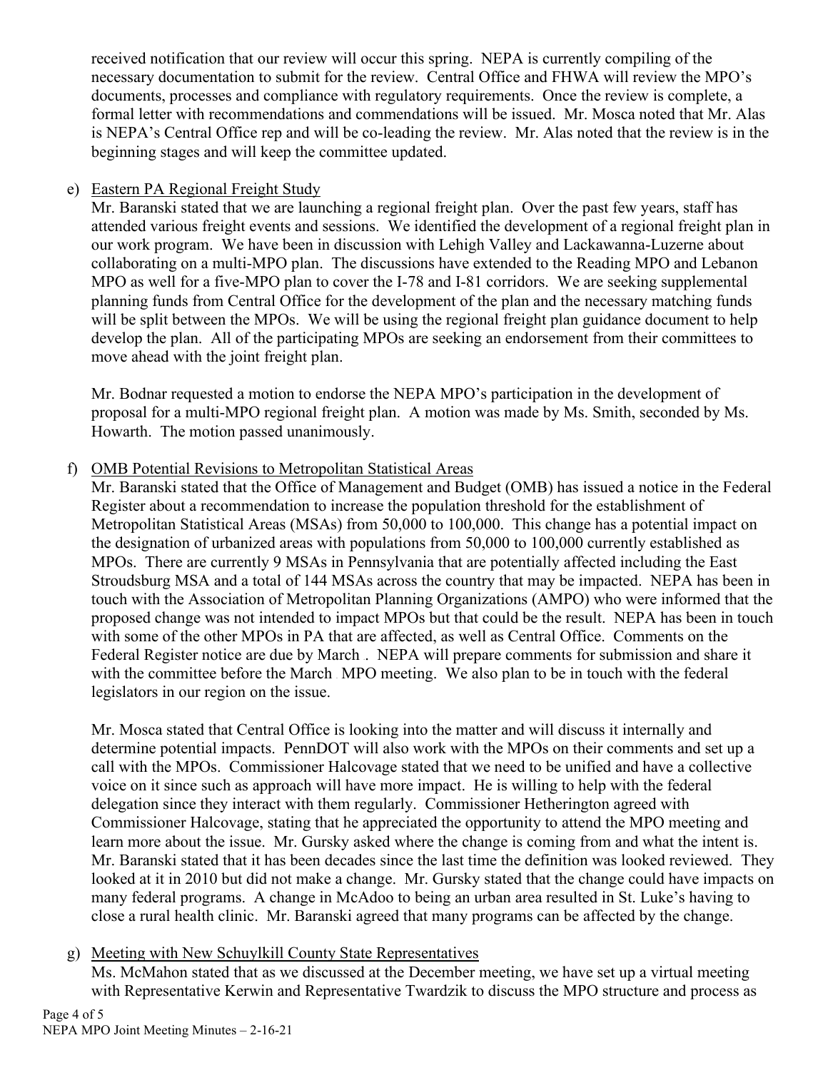received notification that our review will occur this spring. NEPA is currently compiling of the necessary documentation to submit for the review. Central Office and FHWA will review the MPO's documents, processes and compliance with regulatory requirements. Once the review is complete, a formal letter with recommendations and commendations will be issued. Mr. Mosca noted that Mr. Alas is NEPA's Central Office rep and will be co-leading the review. Mr. Alas noted that the review is in the beginning stages and will keep the committee updated.

e) Eastern PA Regional Freight Study

Mr. Baranski stated that we are launching a regional freight plan. Over the past few years, staff has attended various freight events and sessions. We identified the development of a regional freight plan in our work program. We have been in discussion with Lehigh Valley and Lackawanna-Luzerne about collaborating on a multi-MPO plan. The discussions have extended to the Reading MPO and Lebanon MPO as well for a five-MPO plan to cover the I-78 and I-81 corridors. We are seeking supplemental planning funds from Central Office for the development of the plan and the necessary matching funds will be split between the MPOs. We will be using the regional freight plan guidance document to help develop the plan. All of the participating MPOs are seeking an endorsement from their committees to move ahead with the joint freight plan.

Mr. Bodnar requested a motion to endorse the NEPA MPO's participation in the development of proposal for a multi-MPO regional freight plan. A motion was made by Ms. Smith, seconded by Ms. Howarth. The motion passed unanimously.

f) OMB Potential Revisions to Metropolitan Statistical Areas

Mr. Baranski stated that the Office of Management and Budget (OMB) has issued a notice in the Federal Register about a recommendation to increase the population threshold for the establishment of Metropolitan Statistical Areas (MSAs) from 50,000 to 100,000. This change has a potential impact on the designation of urbanized areas with populations from 50,000 to 100,000 currently established as MPOs. There are currently 9 MSAs in Pennsylvania that are potentially affected including the East Stroudsburg MSA and a total of 144 MSAs across the country that may be impacted. NEPA has been in touch with the Association of Metropolitan Planning Organizations (AMPO) who were informed that the proposed change was not intended to impact MPOs but that could be the result. NEPA has been in touch with some of the other MPOs in PA that are affected, as well as Central Office. Comments on the Federal Register notice are due by March . NEPA will prepare comments for submission and share it with the committee before the March MPO meeting. We also plan to be in touch with the federal legislators in our region on the issue.

Mr. Mosca stated that Central Office is looking into the matter and will discuss it internally and determine potential impacts. PennDOT will also work with the MPOs on their comments and set up a call with the MPOs. Commissioner Halcovage stated that we need to be unified and have a collective voice on it since such as approach will have more impact. He is willing to help with the federal delegation since they interact with them regularly. Commissioner Hetherington agreed with Commissioner Halcovage, stating that he appreciated the opportunity to attend the MPO meeting and learn more about the issue. Mr. Gursky asked where the change is coming from and what the intent is. Mr. Baranski stated that it has been decades since the last time the definition was looked reviewed. They looked at it in 2010 but did not make a change. Mr. Gursky stated that the change could have impacts on many federal programs. A change in McAdoo to being an urban area resulted in St. Luke's having to close a rural health clinic. Mr. Baranski agreed that many programs can be affected by the change.

g) Meeting with New Schuylkill County State Representatives

Ms. McMahon stated that as we discussed at the December meeting, we have set up a virtual meeting with Representative Kerwin and Representative Twardzik to discuss the MPO structure and process as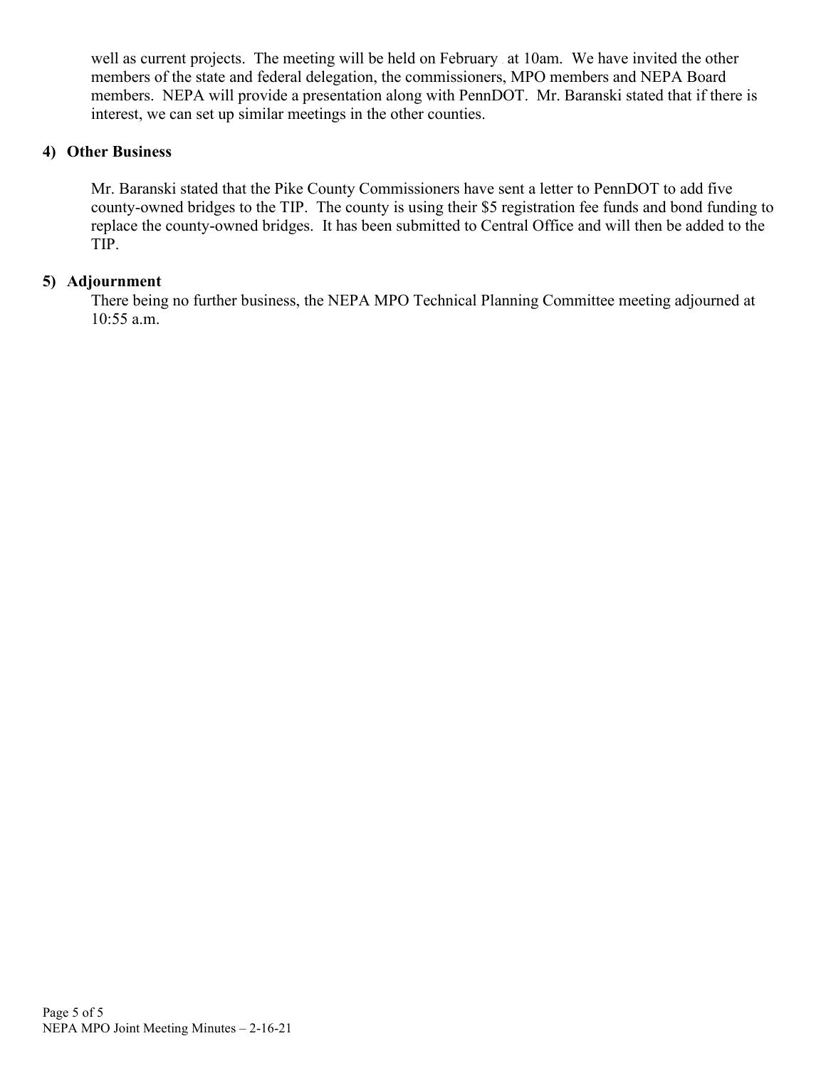well as current projects. The meeting will be held on February at 10am. We have invited the other members of the state and federal delegation, the commissioners, MPO members and NEPA Board members. NEPA will provide a presentation along with PennDOT. Mr. Baranski stated that if there is interest, we can set up similar meetings in the other counties.

**4) Other Business**

Mr. Baranski stated that the Pike County Commissioners have sent a letter to PennDOT to add five county-owned bridges to the TIP. The county is using their $5 registration fee funds and bond funding to replace the county-owned bridges. It has been submitted to Central Office and will then be added to the TIP.

**5) Adjournment**

There being no further business, the NEPA MPO Technical Planning Committee meeting adjourned at 10:55 a.m.